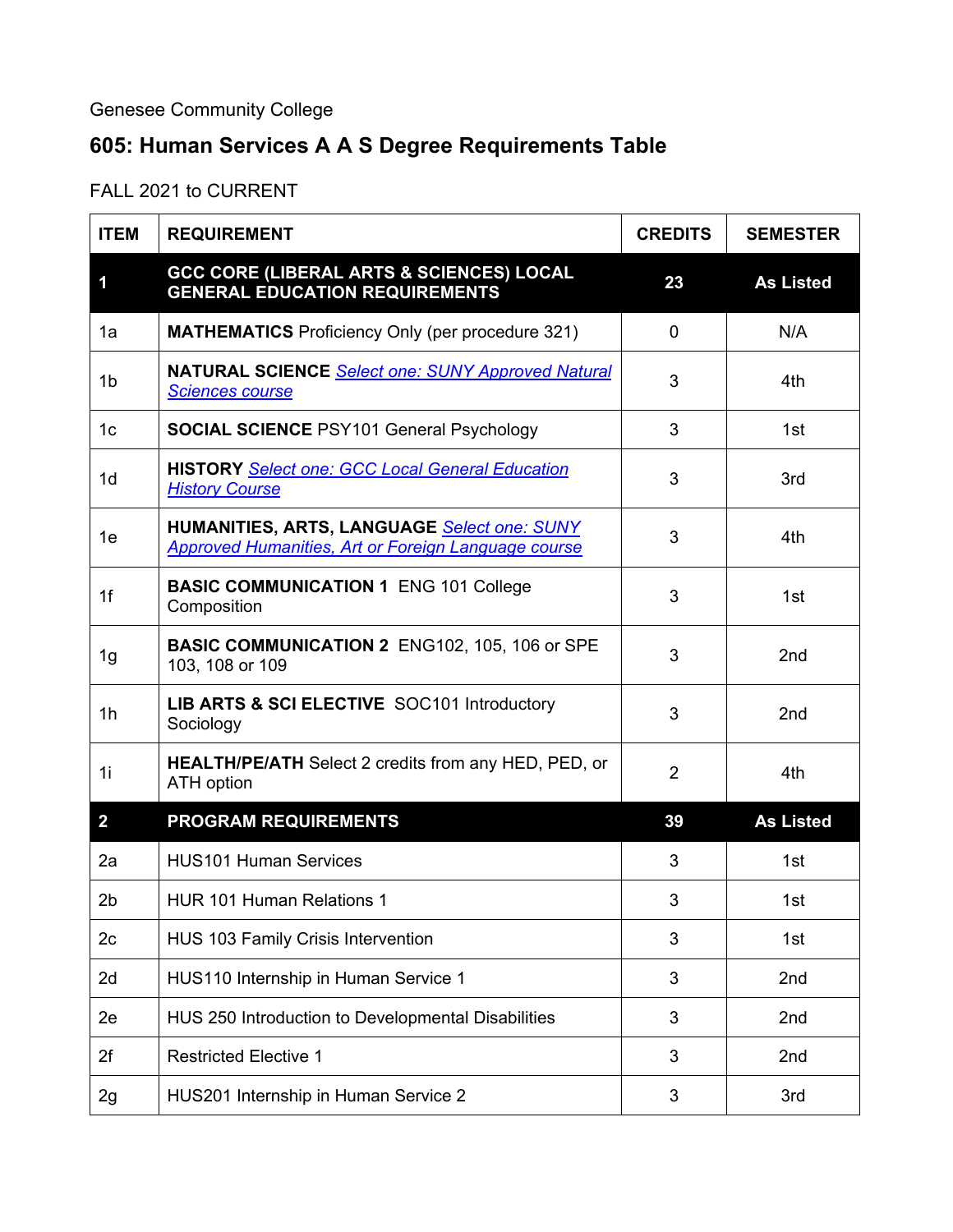Genesee Community College

## 605: Human Services A A S Degree Requirements Table

FALL 2021 to CURRENT

| ITEM | REQUIREMENT | CREDITS | SEMESTER |
|---|---|---|---|
| **1** | **GCC CORE (LIBERAL ARTS & SCIENCES) LOCAL GENERAL EDUCATION REQUIREMENTS** | **23** | **As Listed** |
| 1a | **MATHEMATICS** Proficiency Only (per procedure 321) | 0 | N/A |
| 1b | **NATURAL SCIENCE** *Select one: SUNY Approved Natural Sciences course* | 3 | 4th |
| 1c | **SOCIAL SCIENCE** PSY101 General Psychology | 3 | 1st |
| 1d | **HISTORY** *Select one: GCC Local General Education History Course* | 3 | 3rd |
| 1e | **HUMANITIES, ARTS, LANGUAGE** *Select one: SUNY Approved Humanities, Art or Foreign Language course* | 3 | 4th |
| 1f | **BASIC COMMUNICATION 1** ENG 101 College Composition | 3 | 1st |
| 1g | **BASIC COMMUNICATION 2** ENG102, 105, 106 or SPE 103, 108 or 109 | 3 | 2nd |
| 1h | **LIB ARTS & SCI ELECTIVE** SOC101 Introductory Sociology | 3 | 2nd |
| 1i | **HEALTH/PE/ATH** Select 2 credits from any HED, PED, or ATH option | 2 | 4th |
| **2** | **PROGRAM REQUIREMENTS** | **39** | **As Listed** |
| 2a | HUS101 Human Services | 3 | 1st |
| 2b | HUR 101 Human Relations 1 | 3 | 1st |
| 2c | HUS 103 Family Crisis Intervention | 3 | 1st |
| 2d | HUS110 Internship in Human Service 1 | 3 | 2nd |
| 2e | HUS 250 Introduction to Developmental Disabilities | 3 | 2nd |
| 2f | Restricted Elective 1 | 3 | 2nd |
| 2g | HUS201 Internship in Human Service 2 | 3 | 3rd |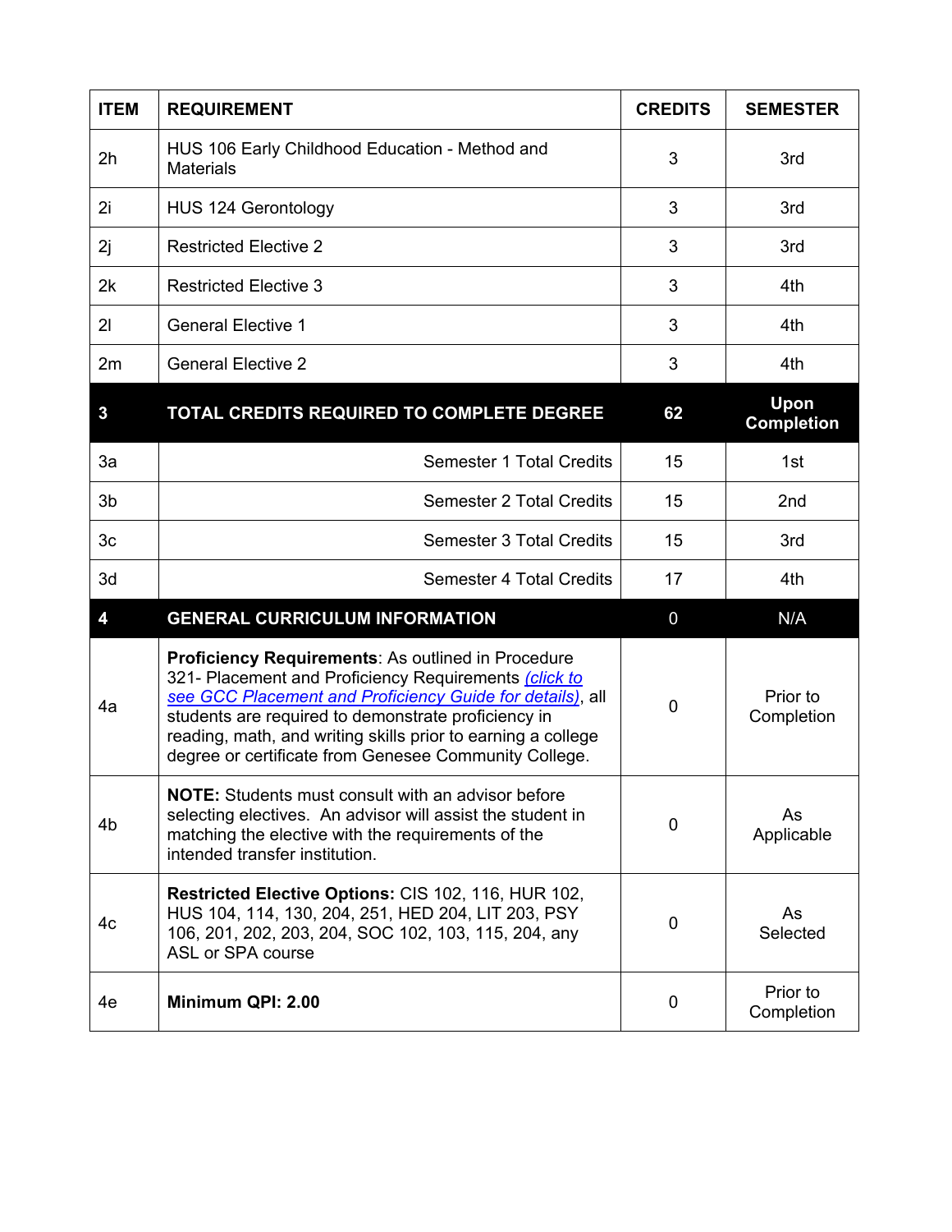| ITEM | REQUIREMENT | CREDITS | SEMESTER |
|---|---|---|---|
| 2h | HUS 106 Early Childhood Education - Method and Materials | 3 | 3rd |
| 2i | HUS 124 Gerontology | 3 | 3rd |
| 2j | Restricted Elective 2 | 3 | 3rd |
| 2k | Restricted Elective 3 | 3 | 4th |
| 2l | General Elective 1 | 3 | 4th |
| 2m | General Elective 2 | 3 | 4th |
| **3** | **TOTAL CREDITS REQUIRED TO COMPLETE DEGREE** | **62** | **Upon Completion** |
| 3a | Semester 1 Total Credits | 15 | 1st |
| 3b | Semester 2 Total Credits | 15 | 2nd |
| 3c | Semester 3 Total Credits | 15 | 3rd |
| 3d | Semester 4 Total Credits | 17 | 4th |
| **4** | **GENERAL CURRICULUM INFORMATION** | 0 | N/A |
| 4a | **Proficiency Requirements**: As outlined in Procedure 321- Placement and Proficiency Requirements *(click to see GCC Placement and Proficiency Guide for details)*, all students are required to demonstrate proficiency in reading, math, and writing skills prior to earning a college degree or certificate from Genesee Community College. | 0 | Prior to Completion |
| 4b | **NOTE:** Students must consult with an advisor before selecting electives. An advisor will assist the student in matching the elective with the requirements of the intended transfer institution. | 0 | As Applicable |
| 4c | **Restricted Elective Options:** CIS 102, 116, HUR 102, HUS 104, 114, 130, 204, 251, HED 204, LIT 203, PSY 106, 201, 202, 203, 204, SOC 102, 103, 115, 204, any ASL or SPA course | 0 | As Selected |
| 4e | **Minimum QPI: 2.00** | 0 | Prior to Completion |